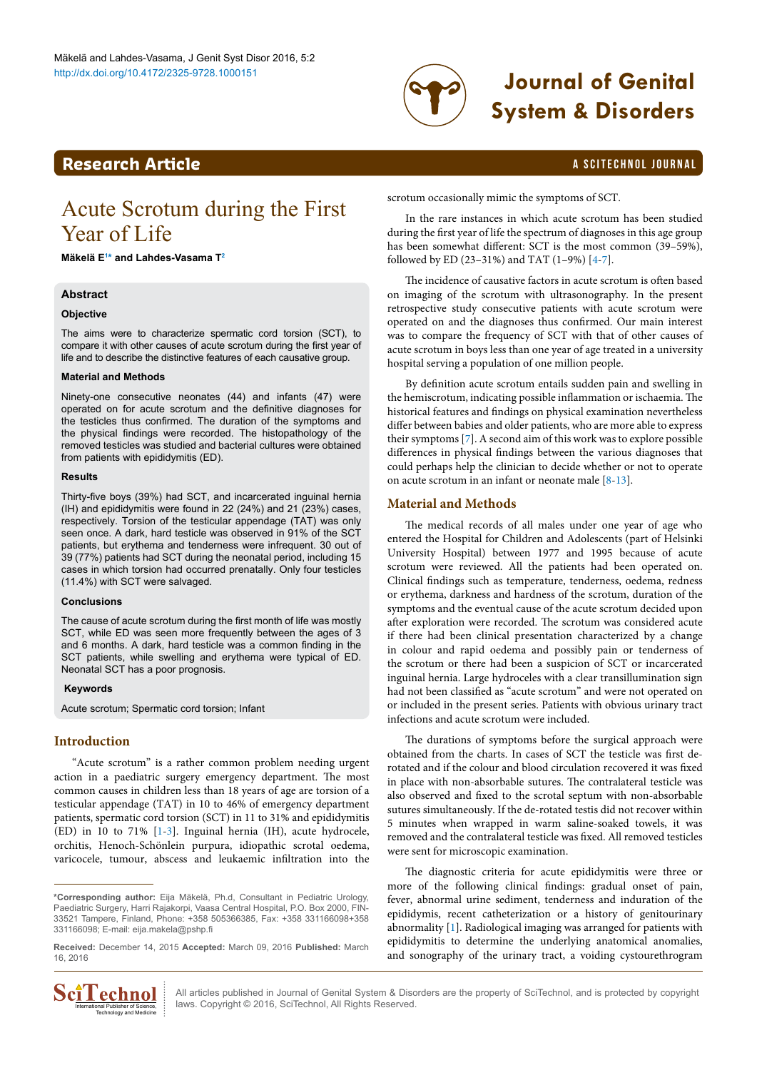# Acute Scrotum during the First Year of Life

**Mäkelä E[1]\* and Lahdes-Vasama T[2]**

## Abstract

### Objective

The aims were to characterize spermatic cord torsion (SCT), to compare it with other causes of acute scrotum during the first year of life and to describe the distinctive features of each causative group.

### Material and Methods

Ninety-one consecutive neonates (44) and infants (47) were operated on for acute scrotum and the definitive diagnoses for the testicles thus confirmed. The duration of the symptoms and the physical findings were recorded. The histopathology of the removed testicles was studied and bacterial cultures were obtained from patients with epididymitis (ED).

### Results

Thirty-five boys (39%) had SCT, and incarcerated inguinal hernia (IH) and epididymitis were found in 22 (24%) and 21 (23%) cases, respectively. Torsion of the testicular appendage (TAT) was only seen once. A dark, hard testicle was observed in 91% of the SCT patients, but erythema and tenderness were infrequent. 30 out of 39 (77%) patients had SCT during the neonatal period, including 15 cases in which torsion had occurred prenatally. Only four testicles (11.4%) with SCT were salvaged.

### Conclusions

The cause of acute scrotum during the first month of life was mostly SCT, while ED was seen more frequently between the ages of 3 and 6 months. A dark, hard testicle was a common finding in the SCT patients, while swelling and erythema were typical of ED. Neonatal SCT has a poor prognosis.

### Keywords

Acute scrotum; Spermatic cord torsion; Infant

## Introduction

"Acute scrotum" is a rather common problem needing urgent action in a paediatric surgery emergency department. The most common causes in children less than 18 years of age are torsion of a testicular appendage (TAT) in 10 to 46% of emergency department patients, spermatic cord torsion (SCT) in 11 to 31% and epididymitis (ED) in 10 to 71% [1-3]. Inguinal hernia (IH), acute hydrocele, orchitis, Henoch-Schönlein purpura, idiopathic scrotal oedema, varicocele, tumour, abscess and leukaemic infiltration into the scrotum occasionally mimic the symptoms of SCT.

In the rare instances in which acute scrotum has been studied during the first year of life the spectrum of diagnoses in this age group has been somewhat different: SCT is the most common (39–59%), followed by ED (23–31%) and TAT (1–9%) [4-7].

The incidence of causative factors in acute scrotum is often based on imaging of the scrotum with ultrasonography. In the present retrospective study consecutive patients with acute scrotum were operated on and the diagnoses thus confirmed. Our main interest was to compare the frequency of SCT with that of other causes of acute scrotum in boys less than one year of age treated in a university hospital serving a population of one million people.

By definition acute scrotum entails sudden pain and swelling in the hemiscrotum, indicating possible inflammation or ischaemia. The historical features and findings on physical examination nevertheless differ between babies and older patients, who are more able to express their symptoms [7]. A second aim of this work was to explore possible differences in physical findings between the various diagnoses that could perhaps help the clinician to decide whether or not to operate on acute scrotum in an infant or neonate male [8-13].

## Material and Methods

The medical records of all males under one year of age who entered the Hospital for Children and Adolescents (part of Helsinki University Hospital) between 1977 and 1995 because of acute scrotum were reviewed. All the patients had been operated on. Clinical findings such as temperature, tenderness, oedema, redness or erythema, darkness and hardness of the scrotum, duration of the symptoms and the eventual cause of the acute scrotum decided upon after exploration were recorded. The scrotum was considered acute if there had been clinical presentation characterized by a change in colour and rapid oedema and possibly pain or tenderness of the scrotum or there had been a suspicion of SCT or incarcerated inguinal hernia. Large hydroceles with a clear transillumination sign had not been classified as "acute scrotum" and were not operated on or included in the present series. Patients with obvious urinary tract infections and acute scrotum were included.

The durations of symptoms before the surgical approach were obtained from the charts. In cases of SCT the testicle was first de-rotated and if the colour and blood circulation recovered it was fixed in place with non-absorbable sutures. The contralateral testicle was also observed and fixed to the scrotal septum with non-absorbable sutures simultaneously. If the de-rotated testis did not recover within 5 minutes when wrapped in warm saline-soaked towels, it was removed and the contralateral testicle was fixed. All removed testicles were sent for microscopic examination.

The diagnostic criteria for acute epididymitis were three or more of the following clinical findings: gradual onset of pain, fever, abnormal urine sediment, tenderness and induration of the epididymis, recent catheterization or a history of genitourinary abnormality [1]. Radiological imaging was arranged for patients with epididymitis to determine the underlying anatomical anomalies, and sonography of the urinary tract, a voiding cystourethrogram

---

\*Corresponding author: Eija Mäkelä, Ph.d, Consultant in Pediatric Urology, Paediatric Surgery, Harri Rajakorpi, Vaasa Central Hospital, P.O. Box 2000, FIN-33521 Tampere, Finland, Phone: +358 505366385, Fax: +358 331166098+358 331166098; E-mail: eija.makela@pshp.fi

**Received:** December 14, 2015 **Accepted:** March 09, 2016 **Published:** March 16, 2016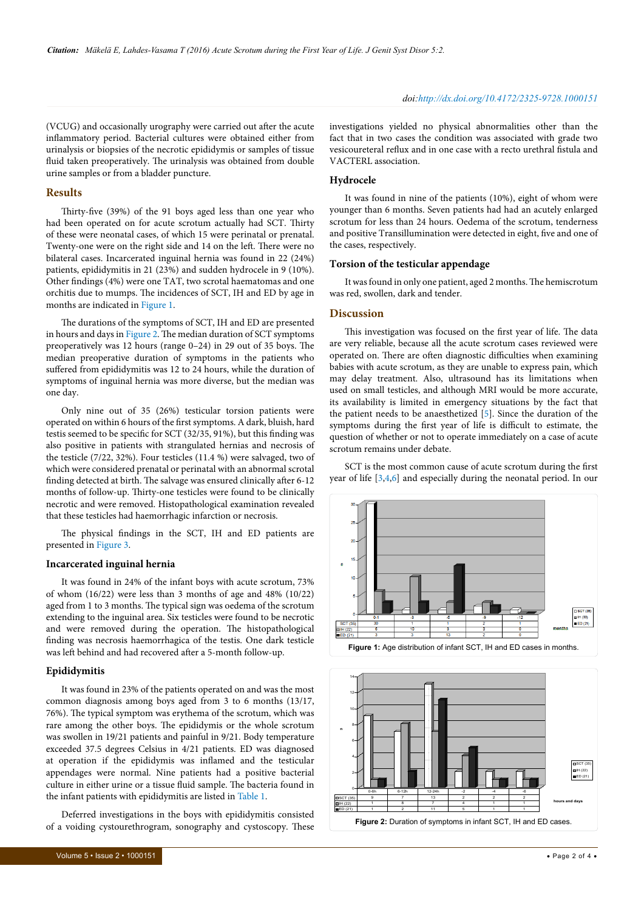(VCUG) and occasionally urography were carried out after the acute inflammatory period. Bacterial cultures were obtained either from urinalysis or biopsies of the necrotic epididymis or samples of tissue fluid taken preoperatively. The urinalysis was obtained from double urine samples or from a bladder puncture.

## Results

Thirty-five (39%) of the 91 boys aged less than one year who had been operated on for acute scrotum actually had SCT. Thirty of these were neonatal cases, of which 15 were perinatal or prenatal. Twenty-one were on the right side and 14 on the left. There were no bilateral cases. Incarcerated inguinal hernia was found in 22 (24%) patients, epididymitis in 21 (23%) and sudden hydrocele in 9 (10%). Other findings (4%) were one TAT, two scrotal haematomas and one orchitis due to mumps. The incidences of SCT, IH and ED by age in months are indicated in Figure 1.

The durations of the symptoms of SCT, IH and ED are presented in hours and days in Figure 2. The median duration of SCT symptoms preoperatively was 12 hours (range 0–24) in 29 out of 35 boys. The median preoperative duration of symptoms in the patients who suffered from epididymitis was 12 to 24 hours, while the duration of symptoms of inguinal hernia was more diverse, but the median was one day.

Only nine out of 35 (26%) testicular torsion patients were operated on within 6 hours of the first symptoms. A dark, bluish, hard testis seemed to be specific for SCT (32/35, 91%), but this finding was also positive in patients with strangulated hernias and necrosis of the testicle (7/22, 32%). Four testicles (11.4 %) were salvaged, two of which were considered prenatal or perinatal with an abnormal scrotal finding detected at birth. The salvage was ensured clinically after 6-12 months of follow-up. Thirty-one testicles were found to be clinically necrotic and were removed. Histopathological examination revealed that these testicles had haemorrhagic infarction or necrosis.

The physical findings in the SCT, IH and ED patients are presented in Figure 3.

### Incarcerated inguinal hernia

It was found in 24% of the infant boys with acute scrotum, 73% of whom (16/22) were less than 3 months of age and 48% (10/22) aged from 1 to 3 months. The typical sign was oedema of the scrotum extending to the inguinal area. Six testicles were found to be necrotic and were removed during the operation. The histopathological finding was necrosis haemorrhagica of the testis. One dark testicle was left behind and had recovered after a 5-month follow-up.

### Epididymitis

It was found in 23% of the patients operated on and was the most common diagnosis among boys aged from 3 to 6 months (13/17, 76%). The typical symptom was erythema of the scrotum, which was rare among the other boys. The epididymis or the whole scrotum was swollen in 19/21 patients and painful in 9/21. Body temperature exceeded 37.5 degrees Celsius in 4/21 patients. ED was diagnosed at operation if the epididymis was inflamed and the testicular appendages were normal. Nine patients had a positive bacterial culture in either urine or a tissue fluid sample. The bacteria found in the infant patients with epididymitis are listed in Table 1.

Deferred investigations in the boys with epididymitis consisted of a voiding cystourethrogram, sonography and cystoscopy. These investigations yielded no physical abnormalities other than the fact that in two cases the condition was associated with grade two vesicoureteral reflux and in one case with a recto urethral fistula and VACTERL association.

### Hydrocele

It was found in nine of the patients (10%), eight of whom were younger than 6 months. Seven patients had had an acutely enlarged scrotum for less than 24 hours. Oedema of the scrotum, tenderness and positive Transillumination were detected in eight, five and one of the cases, respectively.

### Torsion of the testicular appendage

It was found in only one patient, aged 2 months. The hemiscrotum was red, swollen, dark and tender.

## Discussion

This investigation was focused on the first year of life. The data are very reliable, because all the acute scrotum cases reviewed were operated on. There are often diagnostic difficulties when examining babies with acute scrotum, as they are unable to express pain, which may delay treatment. Also, ultrasound has its limitations when used on small testicles, and although MRI would be more accurate, its availability is limited in emergency situations by the fact that the patient needs to be anaesthetized [5]. Since the duration of the symptoms during the first year of life is difficult to estimate, the question of whether or not to operate immediately on a case of acute scrotum remains under debate.

SCT is the most common cause of acute scrotum during the first year of life [3,4,6] and especially during the neonatal period. In our

| months | 0-1 | -3 | -6 | -9 | -12 |
|---|---|---|---|---|---|
| SCT (35) | 30 | 1 | 1 | 2 | 1 |
| IH (22) | 6 | 10 | 3 | 3 | 0 |
| ED (21) | 3 | 3 | 13 | 2 | 0 |

**Figure 1:** Age distribution of infant SCT, IH and ED cases in months.

| hours and days | 0-6h | 6-12h | 12-24h | -2 | -4 | -6 |
|---|---|---|---|---|---|---|
| SCT (35) | 9 | 7 | 13 | 2 | 2 | 2 |
| IH (22) | 1 | 8 | 7 | 4 | 1 | 1 |
| ED (21) | 1 | 2 | 11 | 5 | 1 | 1 |

**Figure 2:** Duration of symptoms in infant SCT, IH and ED cases.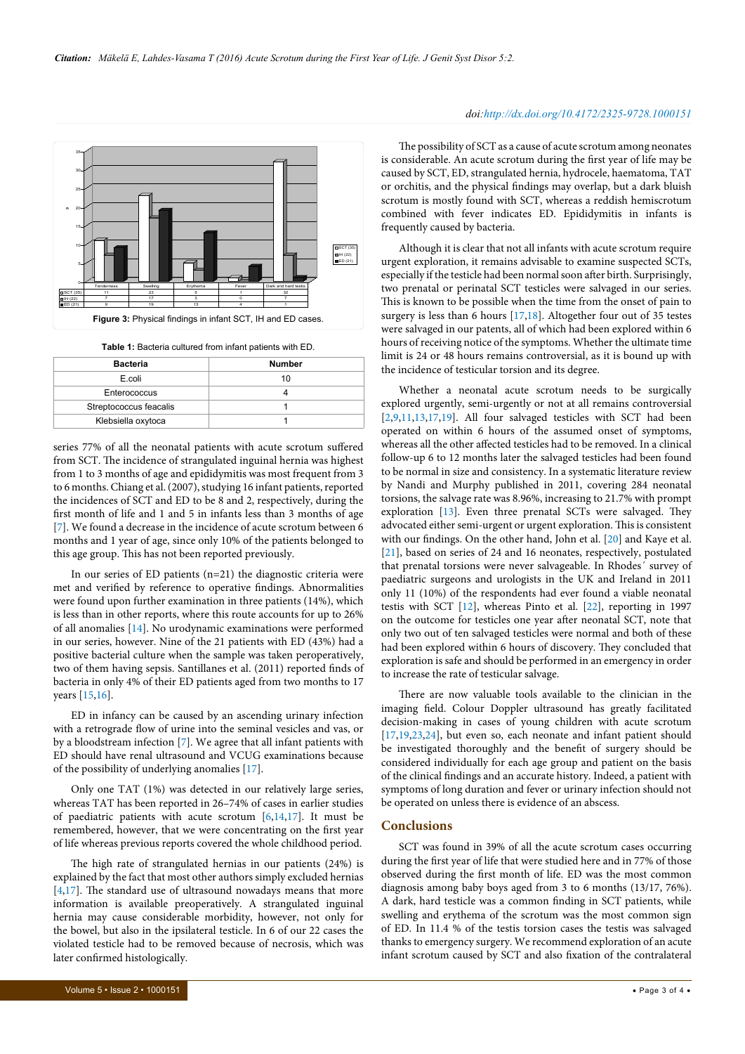|  | Tenderness | Swelling | Erythema | Fever | Dark and hard testis |
|---|---|---|---|---|---|
| SCT (35) | 11 | 23 | 5 | 1 | 32 |
| IH (22) | 7 | 17 | 3 | 0 | 7 |
| ED (21) | 9 | 19 | 13 | 4 | 1 |

**Figure 3:** Physical findings in infant SCT, IH and ED cases.

**Table 1:** Bacteria cultured from infant patients with ED.

| Bacteria | Number |
|---|---|
| E.coli | 10 |
| Enterococcus | 4 |
| Streptococcus feacalis | 1 |
| Klebsiella oxytoca | 1 |

series 77% of all the neonatal patients with acute scrotum suffered from SCT. The incidence of strangulated inguinal hernia was highest from 1 to 3 months of age and epididymitis was most frequent from 3 to 6 months. Chiang et al. (2007), studying 16 infant patients, reported the incidences of SCT and ED to be 8 and 2, respectively, during the first month of life and 1 and 5 in infants less than 3 months of age [7]. We found a decrease in the incidence of acute scrotum between 6 months and 1 year of age, since only 10% of the patients belonged to this age group. This has not been reported previously.

In our series of ED patients (n=21) the diagnostic criteria were met and verified by reference to operative findings. Abnormalities were found upon further examination in three patients (14%), which is less than in other reports, where this route accounts for up to 26% of all anomalies [14]. No urodynamic examinations were performed in our series, however. Nine of the 21 patients with ED (43%) had a positive bacterial culture when the sample was taken peroperatively, two of them having sepsis. Santillanes et al. (2011) reported finds of bacteria in only 4% of their ED patients aged from two months to 17 years [15,16].

ED in infancy can be caused by an ascending urinary infection with a retrograde flow of urine into the seminal vesicles and vas, or by a bloodstream infection [7]. We agree that all infant patients with ED should have renal ultrasound and VCUG examinations because of the possibility of underlying anomalies [17].

Only one TAT (1%) was detected in our relatively large series, whereas TAT has been reported in 26–74% of cases in earlier studies of paediatric patients with acute scrotum [6,14,17]. It must be remembered, however, that we were concentrating on the first year of life whereas previous reports covered the whole childhood period.

The high rate of strangulated hernias in our patients (24%) is explained by the fact that most other authors simply excluded hernias [4,17]. The standard use of ultrasound nowadays means that more information is available preoperatively. A strangulated inguinal hernia may cause considerable morbidity, however, not only for the bowel, but also in the ipsilateral testicle. In 6 of our 22 cases the violated testicle had to be removed because of necrosis, which was later confirmed histologically.

The possibility of SCT as a cause of acute scrotum among neonates is considerable. An acute scrotum during the first year of life may be caused by SCT, ED, strangulated hernia, hydrocele, haematoma, TAT or orchitis, and the physical findings may overlap, but a dark bluish scrotum is mostly found with SCT, whereas a reddish hemiscrotum combined with fever indicates ED. Epididymitis in infants is frequently caused by bacteria.

Although it is clear that not all infants with acute scrotum require urgent exploration, it remains advisable to examine suspected SCTs, especially if the testicle had been normal soon after birth. Surprisingly, two prenatal or perinatal SCT testicles were salvaged in our series. This is known to be possible when the time from the onset of pain to surgery is less than 6 hours [17,18]. Altogether four out of 35 testes were salvaged in our patents, all of which had been explored within 6 hours of receiving notice of the symptoms. Whether the ultimate time limit is 24 or 48 hours remains controversial, as it is bound up with the incidence of testicular torsion and its degree.

Whether a neonatal acute scrotum needs to be surgically explored urgently, semi-urgently or not at all remains controversial [2,9,11,13,17,19]. All four salvaged testicles with SCT had been operated on within 6 hours of the assumed onset of symptoms, whereas all the other affected testicles had to be removed. In a clinical follow-up 6 to 12 months later the salvaged testicles had been found to be normal in size and consistency. In a systematic literature review by Nandi and Murphy published in 2011, covering 284 neonatal torsions, the salvage rate was 8.96%, increasing to 21.7% with prompt exploration [13]. Even three prenatal SCTs were salvaged. They advocated either semi-urgent or urgent exploration. This is consistent with our findings. On the other hand, John et al. [20] and Kaye et al. [21], based on series of 24 and 16 neonates, respectively, postulated that prenatal torsions were never salvageable. In Rhodes´ survey of paediatric surgeons and urologists in the UK and Ireland in 2011 only 11 (10%) of the respondents had ever found a viable neonatal testis with SCT [12], whereas Pinto et al. [22], reporting in 1997 on the outcome for testicles one year after neonatal SCT, note that only two out of ten salvaged testicles were normal and both of these had been explored within 6 hours of discovery. They concluded that exploration is safe and should be performed in an emergency in order to increase the rate of testicular salvage.

There are now valuable tools available to the clinician in the imaging field. Colour Doppler ultrasound has greatly facilitated decision-making in cases of young children with acute scrotum [17,19,23,24], but even so, each neonate and infant patient should be investigated thoroughly and the benefit of surgery should be considered individually for each age group and patient on the basis of the clinical findings and an accurate history. Indeed, a patient with symptoms of long duration and fever or urinary infection should not be operated on unless there is evidence of an abscess.

## Conclusions

SCT was found in 39% of all the acute scrotum cases occurring during the first year of life that were studied here and in 77% of those observed during the first month of life. ED was the most common diagnosis among baby boys aged from 3 to 6 months (13/17, 76%). A dark, hard testicle was a common finding in SCT patients, while swelling and erythema of the scrotum was the most common sign of ED. In 11.4 % of the testis torsion cases the testis was salvaged thanks to emergency surgery. We recommend exploration of an acute infant scrotum caused by SCT and also fixation of the contralateral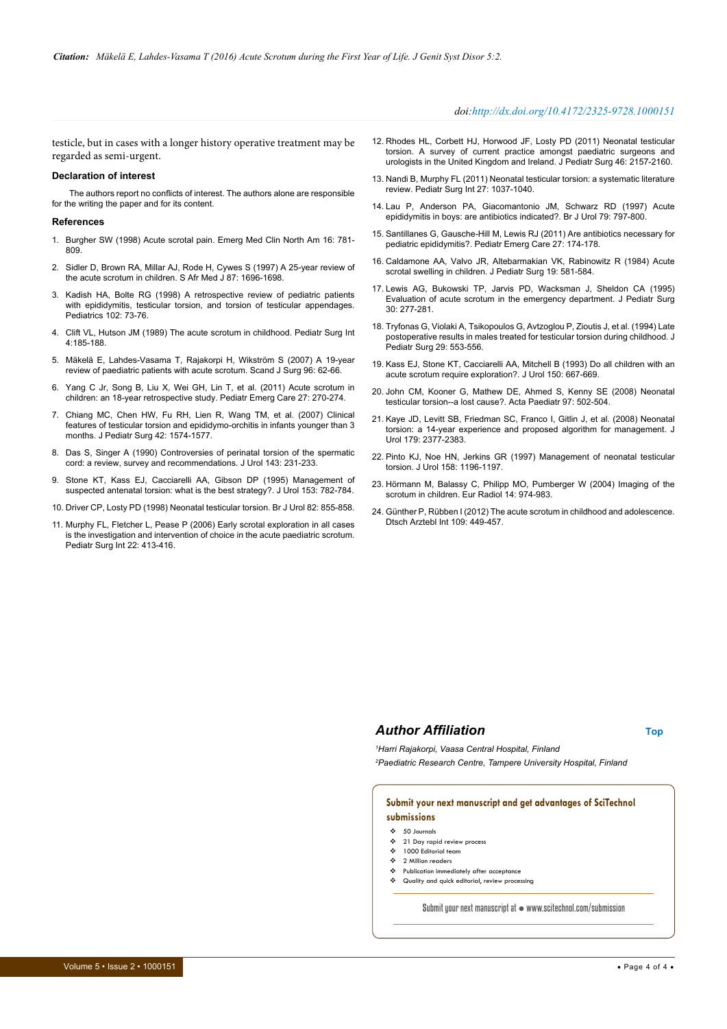testicle, but in cases with a longer history operative treatment may be regarded as semi-urgent.

### Declaration of interest

The authors report no conflicts of interest. The authors alone are responsible for the writing the paper and for its content.

### References

1. Burgher SW (1998) Acute scrotal pain. Emerg Med Clin North Am 16: 781-809.
2. Sidler D, Brown RA, Millar AJ, Rode H, Cywes S (1997) A 25-year review of the acute scrotum in children. S Afr Med J 87: 1696-1698.
3. Kadish HA, Bolte RG (1998) A retrospective review of pediatric patients with epididymitis, testicular torsion, and torsion of testicular appendages. Pediatrics 102: 73-76.
4. Clift VL, Hutson JM (1989) The acute scrotum in childhood. Pediatr Surg Int 4:185-188.
5. Mäkelä E, Lahdes-Vasama T, Rajakorpi H, Wikström S (2007) A 19-year review of paediatric patients with acute scrotum. Scand J Surg 96: 62-66.
6. Yang C Jr, Song B, Liu X, Wei GH, Lin T, et al. (2011) Acute scrotum in children: an 18-year retrospective study. Pediatr Emerg Care 27: 270-274.
7. Chiang MC, Chen HW, Fu RH, Lien R, Wang TM, et al. (2007) Clinical features of testicular torsion and epididymo-orchitis in infants younger than 3 months. J Pediatr Surg 42: 1574-1577.
8. Das S, Singer A (1990) Controversies of perinatal torsion of the spermatic cord: a review, survey and recommendations. J Urol 143: 231-233.
9. Stone KT, Kass EJ, Cacciarelli AA, Gibson DP (1995) Management of suspected antenatal torsion: what is the best strategy?. J Urol 153: 782-784.
10. Driver CP, Losty PD (1998) Neonatal testicular torsion. Br J Urol 82: 855-858.
11. Murphy FL, Fletcher L, Pease P (2006) Early scrotal exploration in all cases is the investigation and intervention of choice in the acute paediatric scrotum. Pediatr Surg Int 22: 413-416.
12. Rhodes HL, Corbett HJ, Horwood JF, Losty PD (2011) Neonatal testicular torsion. A survey of current practice amongst paediatric surgeons and urologists in the United Kingdom and Ireland. J Pediatr Surg 46: 2157-2160.
13. Nandi B, Murphy FL (2011) Neonatal testicular torsion: a systematic literature review. Pediatr Surg Int 27: 1037-1040.
14. Lau P, Anderson PA, Giacomantonio JM, Schwarz RD (1997) Acute epididymitis in boys: are antibiotics indicated?. Br J Urol 79: 797-800.
15. Santillanes G, Gausche-Hill M, Lewis RJ (2011) Are antibiotics necessary for pediatric epididymitis?. Pediatr Emerg Care 27: 174-178.
16. Caldamone AA, Valvo JR, Altebarmakian VK, Rabinowitz R (1984) Acute scrotal swelling in children. J Pediatr Surg 19: 581-584.
17. Lewis AG, Bukowski TP, Jarvis PD, Wacksman J, Sheldon CA (1995) Evaluation of acute scrotum in the emergency department. J Pediatr Surg 30: 277-281.
18. Tryfonas G, Violaki A, Tsikopoulos G, Avtzoglou P, Zioutis J, et al. (1994) Late postoperative results in males treated for testicular torsion during childhood. J Pediatr Surg 29: 553-556.
19. Kass EJ, Stone KT, Cacciarelli AA, Mitchell B (1993) Do all children with an acute scrotum require exploration?. J Urol 150: 667-669.
20. John CM, Kooner G, Mathew DE, Ahmed S, Kenny SE (2008) Neonatal testicular torsion--a lost cause?. Acta Paediatr 97: 502-504.
21. Kaye JD, Levitt SB, Friedman SC, Franco I, Gitlin J, et al. (2008) Neonatal torsion: a 14-year experience and proposed algorithm for management. J Urol 179: 2377-2383.
22. Pinto KJ, Noe HN, Jerkins GR (1997) Management of neonatal testicular torsion. J Urol 158: 1196-1197.
23. Hörmann M, Balassy C, Philipp MO, Pumberger W (2004) Imaging of the scrotum in children. Eur Radiol 14: 974-983.
24. Günther P, Rübben I (2012) The acute scrotum in childhood and adolescence. Dtsch Arztebl Int 109: 449-457.

## Author Affiliation

[1]Harri Rajakorpi, Vaasa Central Hospital, Finland

[2]Paediatric Research Centre, Tampere University Hospital, Finland